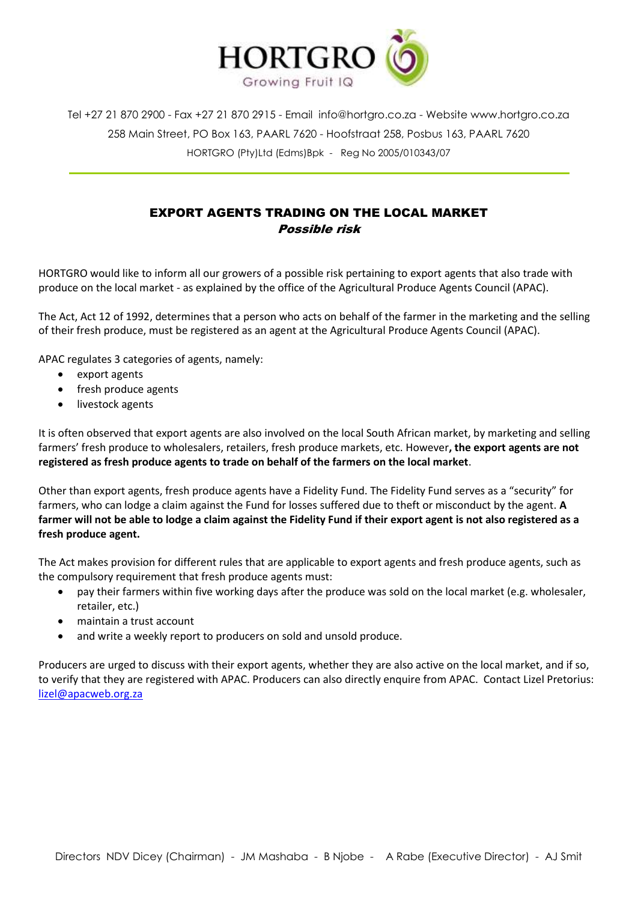# HORTGRO

Growing Fruit IQ

Tel +27 21 870 2900 - Fax +27 21 870 2915 - Email info@hortgro.co.za - Website www.hortgro.co.za

258 Main Street, PO Box 163, PAARL 7620 - Hoofstraat 258, Posbus 163, PAARL 7620

HORTGRO (Pty)Ltd (Edms)Bpk - Reg No 2005/010343/07

## EXPORT AGENTS TRADING ON THE LOCAL MARKET

***Possible risk***

HORTGRO would like to inform all our growers of a possible risk pertaining to export agents that also trade with produce on the local market - as explained by the office of the Agricultural Produce Agents Council (APAC).

The Act, Act 12 of 1992, determines that a person who acts on behalf of the farmer in the marketing and the selling of their fresh produce, must be registered as an agent at the Agricultural Produce Agents Council (APAC).

APAC regulates 3 categories of agents, namely:

- export agents
- fresh produce agents
- livestock agents

It is often observed that export agents are also involved on the local South African market, by marketing and selling farmers' fresh produce to wholesalers, retailers, fresh produce markets, etc. However**, the export agents are not registered as fresh produce agents to trade on behalf of the farmers on the local market**.

Other than export agents, fresh produce agents have a Fidelity Fund. The Fidelity Fund serves as a "security" for farmers, who can lodge a claim against the Fund for losses suffered due to theft or misconduct by the agent. **A farmer will not be able to lodge a claim against the Fidelity Fund if their export agent is not also registered as a fresh produce agent.**

The Act makes provision for different rules that are applicable to export agents and fresh produce agents, such as the compulsory requirement that fresh produce agents must:

- pay their farmers within five working days after the produce was sold on the local market (e.g. wholesaler, retailer, etc.)
- maintain a trust account
- and write a weekly report to producers on sold and unsold produce.

Producers are urged to discuss with their export agents, whether they are also active on the local market, and if so, to verify that they are registered with APAC. Producers can also directly enquire from APAC. Contact Lizel Pretorius: lizel@apacweb.org.za

Directors NDV Dicey (Chairman) - JM Mashaba - B Njobe - A Rabe (Executive Director) - AJ Smit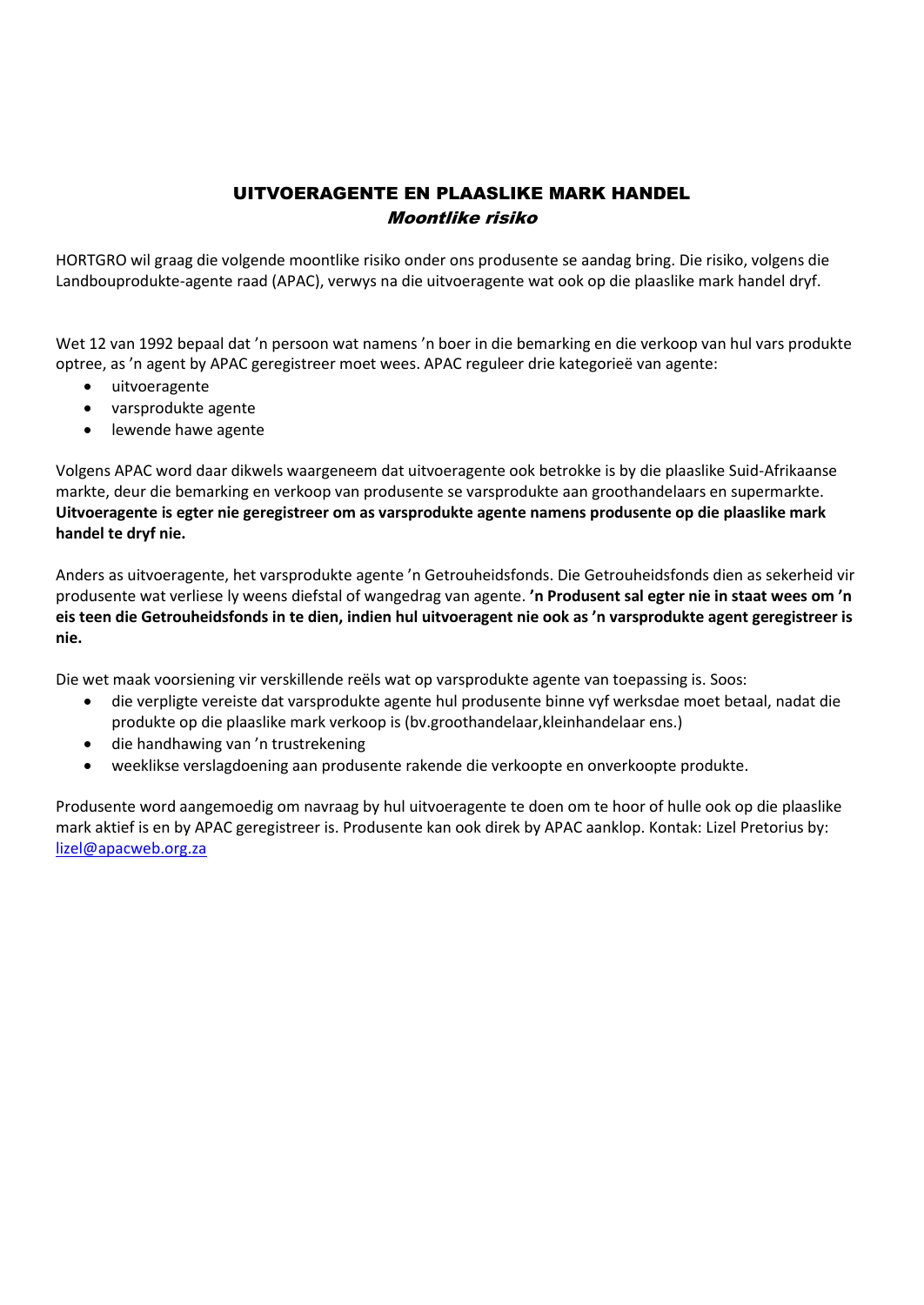## UITVOERAGENTE EN PLAASLIKE MARK HANDEL

### *Moontlike risiko*

HORTGRO wil graag die volgende moontlike risiko onder ons produsente se aandag bring. Die risiko, volgens die Landbouprodukte-agente raad (APAC), verwys na die uitvoeragente wat ook op die plaaslike mark handel dryf.

Wet 12 van 1992 bepaal dat ’n persoon wat namens ’n boer in die bemarking en die verkoop van hul vars produkte optree, as ’n agent by APAC geregistreer moet wees. APAC reguleer drie kategorieë van agente:

- uitvoeragente
- varsprodukte agente
- lewende hawe agente

Volgens APAC word daar dikwels waargeneem dat uitvoeragente ook betrokke is by die plaaslike Suid-Afrikaanse markte, deur die bemarking en verkoop van produsente se varsprodukte aan groothandelaars en supermarkte. **Uitvoeragente is egter nie geregistreer om as varsprodukte agente namens produsente op die plaaslike mark handel te dryf nie.**

Anders as uitvoeragente, het varsprodukte agente ’n Getrouheidsfonds. Die Getrouheidsfonds dien as sekerheid vir produsente wat verliese ly weens diefstal of wangedrag van agente. **’n Produsent sal egter nie in staat wees om ’n eis teen die Getrouheidsfonds in te dien, indien hul uitvoeragent nie ook as ’n varsprodukte agent geregistreer is nie.**

Die wet maak voorsiening vir verskillende reëls wat op varsprodukte agente van toepassing is. Soos:

- die verpligte vereiste dat varsprodukte agente hul produsente binne vyf werksdae moet betaal, nadat die produkte op die plaaslike mark verkoop is (bv.groothandelaar,kleinhandelaar ens.)
- die handhawing van ’n trustrekening
- weeklikse verslagdoening aan produsente rakende die verkoopte en onverkoopte produkte.

Produsente word aangemoedig om navraag by hul uitvoeragente te doen om te hoor of hulle ook op die plaaslike mark aktief is en by APAC geregistreer is. Produsente kan ook direk by APAC aanklop. Kontak: Lizel Pretorius by: [lizel@apacweb.org.za](mailto:lizel@apacweb.org.za)